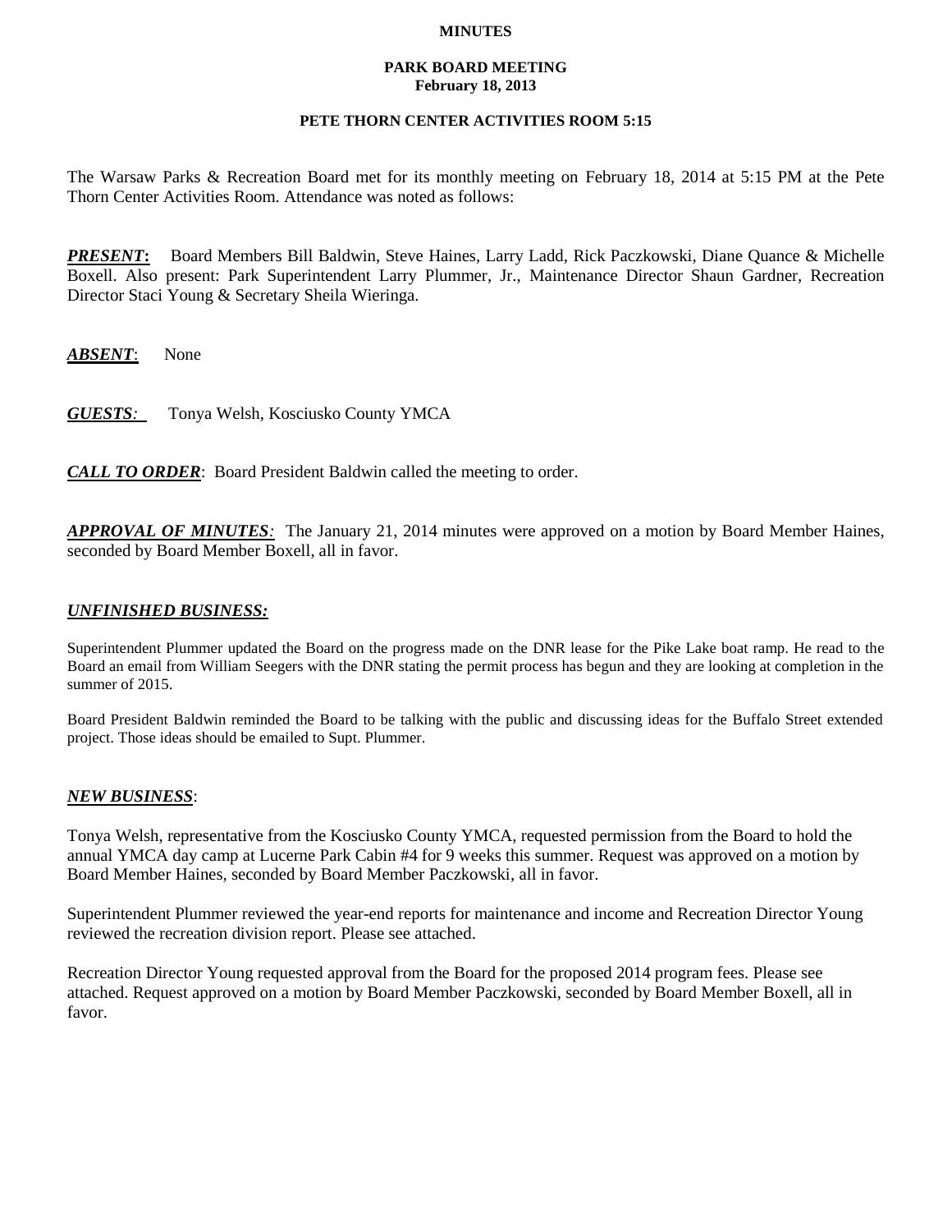**MINUTES**

**PARK BOARD MEETING**
**February 18, 2013**

**PETE THORN CENTER ACTIVITIES ROOM 5:15**

The Warsaw Parks & Recreation Board met for its monthly meeting on February 18, 2014 at 5:15 PM at the Pete Thorn Center Activities Room. Attendance was noted as follows:

***PRESENT*:** Board Members Bill Baldwin, Steve Haines, Larry Ladd, Rick Paczkowski, Diane Quance & Michelle Boxell. Also present: Park Superintendent Larry Plummer, Jr., Maintenance Director Shaun Gardner, Recreation Director Staci Young & Secretary Sheila Wieringa.

***ABSENT***: None

***GUESTS:*** Tonya Welsh, Kosciusko County YMCA

***CALL TO ORDER***: Board President Baldwin called the meeting to order.

***APPROVAL OF MINUTES:*** The January 21, 2014 minutes were approved on a motion by Board Member Haines, seconded by Board Member Boxell, all in favor.

***UNFINISHED BUSINESS:***

Superintendent Plummer updated the Board on the progress made on the DNR lease for the Pike Lake boat ramp. He read to the Board an email from William Seegers with the DNR stating the permit process has begun and they are looking at completion in the summer of 2015.

Board President Baldwin reminded the Board to be talking with the public and discussing ideas for the Buffalo Street extended project. Those ideas should be emailed to Supt. Plummer.

***NEW BUSINESS***:

Tonya Welsh, representative from the Kosciusko County YMCA, requested permission from the Board to hold the annual YMCA day camp at Lucerne Park Cabin #4 for 9 weeks this summer. Request was approved on a motion by Board Member Haines, seconded by Board Member Paczkowski, all in favor.

Superintendent Plummer reviewed the year-end reports for maintenance and income and Recreation Director Young reviewed the recreation division report. Please see attached.

Recreation Director Young requested approval from the Board for the proposed 2014 program fees. Please see attached. Request approved on a motion by Board Member Paczkowski, seconded by Board Member Boxell, all in favor.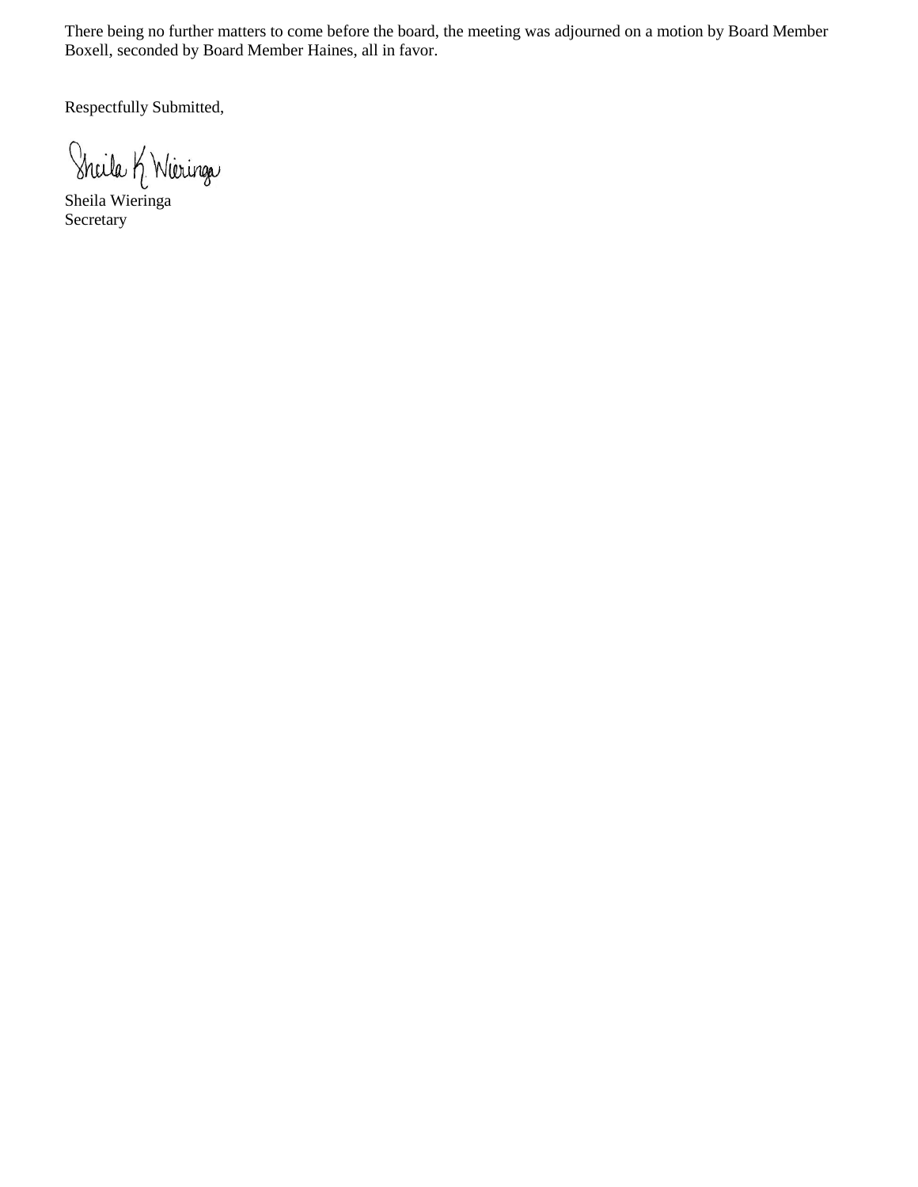There being no further matters to come before the board, the meeting was adjourned on a motion by Board Member Boxell, seconded by Board Member Haines, all in favor.

Respectfully Submitted,

Sheila K. Wieringa

Sheila Wieringa
Secretary